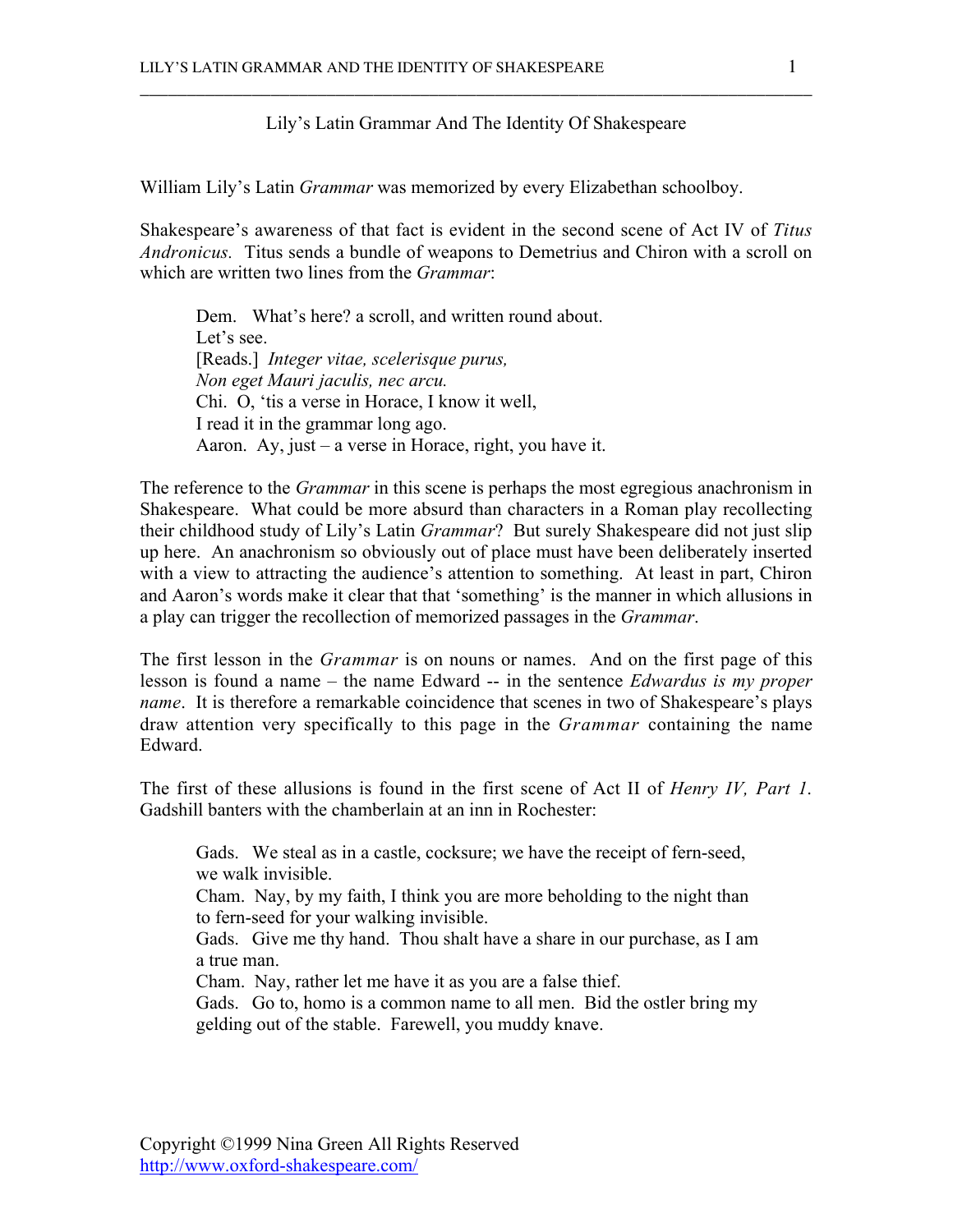# Lily's Latin Grammar And The Identity Of Shakespeare

William Lily's Latin *Grammar* was memorized by every Elizabethan schoolboy.

Shakespeare's awareness of that fact is evident in the second scene of Act IV of *Titus Andronicus*. Titus sends a bundle of weapons to Demetrius and Chiron with a scroll on which are written two lines from the *Grammar*:

> Dem. What's here? a scroll, and written round about.
> Let's see.
> [Reads.] *Integer vitae, scelerisque purus,*
> *Non eget Mauri jaculis, nec arcu.*
> Chi. O, 'tis a verse in Horace, I know it well,
> I read it in the grammar long ago.
> Aaron. Ay, just – a verse in Horace, right, you have it.

The reference to the *Grammar* in this scene is perhaps the most egregious anachronism in Shakespeare. What could be more absurd than characters in a Roman play recollecting their childhood study of Lily's Latin *Grammar*? But surely Shakespeare did not just slip up here. An anachronism so obviously out of place must have been deliberately inserted with a view to attracting the audience's attention to something. At least in part, Chiron and Aaron's words make it clear that that 'something' is the manner in which allusions in a play can trigger the recollection of memorized passages in the *Grammar*.

The first lesson in the *Grammar* is on nouns or names. And on the first page of this lesson is found a name – the name Edward -- in the sentence *Edwardus is my proper name*. It is therefore a remarkable coincidence that scenes in two of Shakespeare's plays draw attention very specifically to this page in the *Grammar* containing the name Edward.

The first of these allusions is found in the first scene of Act II of *Henry IV, Part 1*. Gadshill banters with the chamberlain at an inn in Rochester:

> Gads. We steal as in a castle, cocksure; we have the receipt of fern-seed, we walk invisible.
> Cham. Nay, by my faith, I think you are more beholding to the night than to fern-seed for your walking invisible.
> Gads. Give me thy hand. Thou shalt have a share in our purchase, as I am a true man.
> Cham. Nay, rather let me have it as you are a false thief.
> Gads. Go to, homo is a common name to all men. Bid the ostler bring my gelding out of the stable. Farewell, you muddy knave.

Copyright ©1999 Nina Green All Rights Reserved
http://www.oxford-shakespeare.com/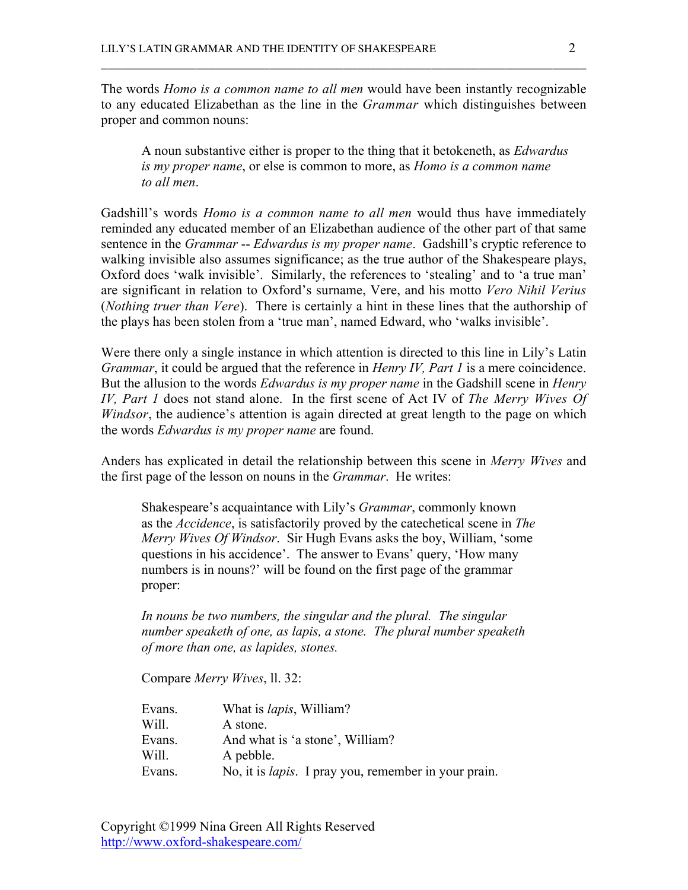The words *Homo is a common name to all men* would have been instantly recognizable to any educated Elizabethan as the line in the *Grammar* which distinguishes between proper and common nouns:

> A noun substantive either is proper to the thing that it betokeneth, as *Edwardus is my proper name*, or else is common to more, as *Homo is a common name to all men*.

Gadshill's words *Homo is a common name to all men* would thus have immediately reminded any educated member of an Elizabethan audience of the other part of that same sentence in the *Grammar* -- *Edwardus is my proper name*. Gadshill's cryptic reference to walking invisible also assumes significance; as the true author of the Shakespeare plays, Oxford does 'walk invisible'. Similarly, the references to 'stealing' and to 'a true man' are significant in relation to Oxford's surname, Vere, and his motto *Vero Nihil Verius* (*Nothing truer than Vere*). There is certainly a hint in these lines that the authorship of the plays has been stolen from a 'true man', named Edward, who 'walks invisible'.

Were there only a single instance in which attention is directed to this line in Lily's Latin *Grammar*, it could be argued that the reference in *Henry IV, Part 1* is a mere coincidence. But the allusion to the words *Edwardus is my proper name* in the Gadshill scene in *Henry IV, Part 1* does not stand alone. In the first scene of Act IV of *The Merry Wives Of Windsor*, the audience's attention is again directed at great length to the page on which the words *Edwardus is my proper name* are found.

Anders has explicated in detail the relationship between this scene in *Merry Wives* and the first page of the lesson on nouns in the *Grammar*. He writes:

> Shakespeare's acquaintance with Lily's *Grammar*, commonly known as the *Accidence*, is satisfactorily proved by the catechetical scene in *The Merry Wives Of Windsor*. Sir Hugh Evans asks the boy, William, 'some questions in his accidence'. The answer to Evans' query, 'How many numbers is in nouns?' will be found on the first page of the grammar proper:
>
> *In nouns be two numbers, the singular and the plural. The singular number speaketh of one, as lapis, a stone. The plural number speaketh of more than one, as lapides, stones.*
>
> Compare *Merry Wives*, ll. 32:
>
> Evans. What is *lapis*, William?
> Will. A stone.
> Evans. And what is 'a stone', William?
> Will. A pebble.
> Evans. No, it is *lapis*. I pray you, remember in your prain.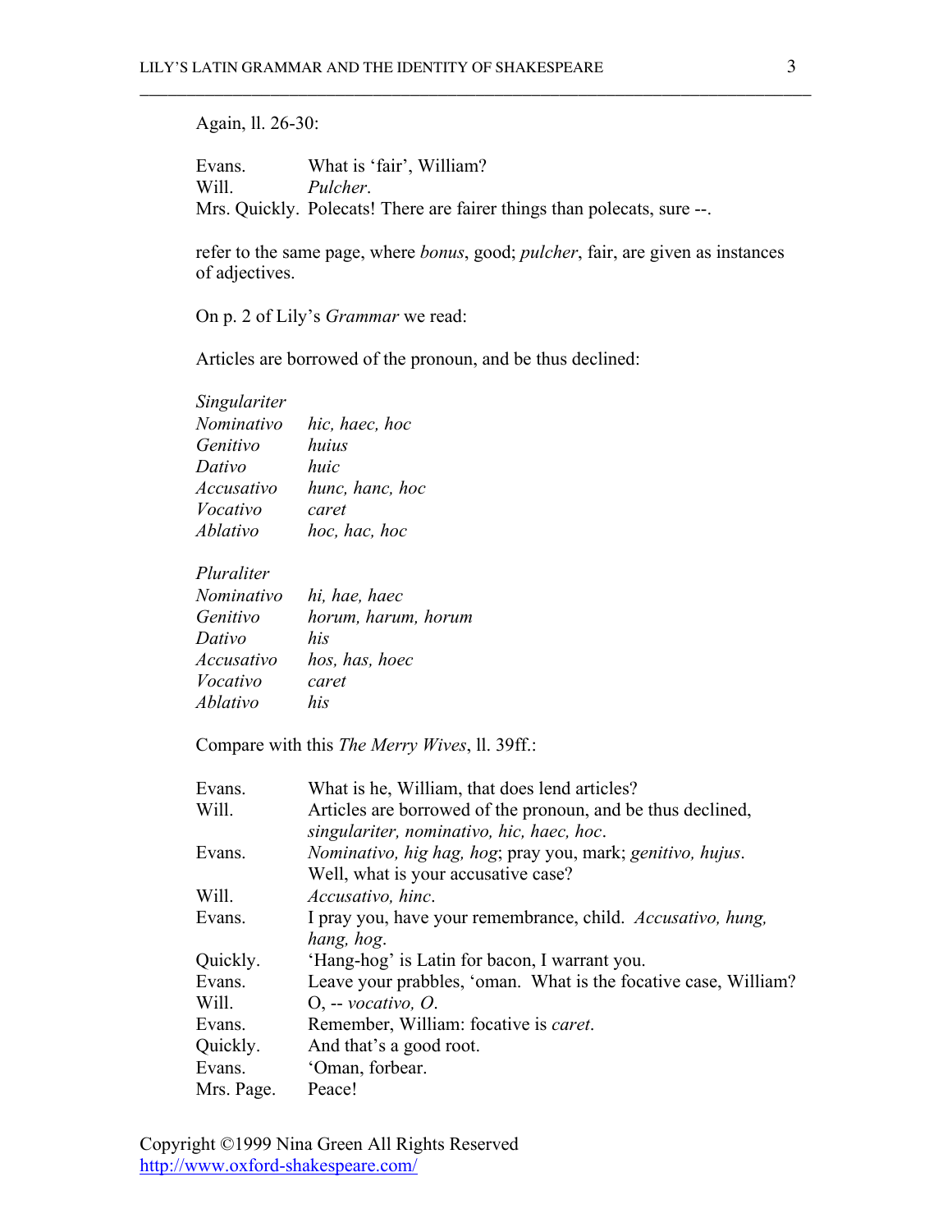Again, ll. 26-30:

| | |
|---|---|
| Evans. | What is 'fair', William? |
| Will. | *Pulcher*. |
| Mrs. Quickly. | Polecats! There are fairer things than polecats, sure --. |

refer to the same page, where *bonus*, good; *pulcher*, fair, are given as instances of adjectives.

On p. 2 of Lily's *Grammar* we read:

Articles are borrowed of the pronoun, and be thus declined:

| *Singulariter* | |
|---|---|
| *Nominativo* | *hic, haec, hoc* |
| *Genitivo* | *huius* |
| *Dativo* | *huic* |
| *Accusativo* | *hunc, hanc, hoc* |
| *Vocativo* | *caret* |
| *Ablativo* | *hoc, hac, hoc* |

| *Pluraliter* | |
|---|---|
| *Nominativo* | *hi, hae, haec* |
| *Genitivo* | *horum, harum, horum* |
| *Dativo* | *his* |
| *Accusativo* | *hos, has, hoec* |
| *Vocativo* | *caret* |
| *Ablativo* | *his* |

Compare with this *The Merry Wives*, ll. 39ff.:

| | |
|---|---|
| Evans. | What is he, William, that does lend articles? |
| Will. | Articles are borrowed of the pronoun, and be thus declined, *singulariter, nominativo, hic, haec, hoc*. |
| Evans. | *Nominativo, hig hag, hog*; pray you, mark; *genitivo, hujus*. Well, what is your accusative case? |
| Will. | *Accusativo, hinc*. |
| Evans. | I pray you, have your remembrance, child. *Accusativo, hung, hang, hog*. |
| Quickly. | 'Hang-hog' is Latin for bacon, I warrant you. |
| Evans. | Leave your prabbles, 'oman. What is the focative case, William? |
| Will. | O, -- *vocativo, O*. |
| Evans. | Remember, William: focative is *caret*. |
| Quickly. | And that's a good root. |
| Evans. | 'Oman, forbear. |
| Mrs. Page. | Peace! |

Copyright ©1999 Nina Green All Rights Reserved
http://www.oxford-shakespeare.com/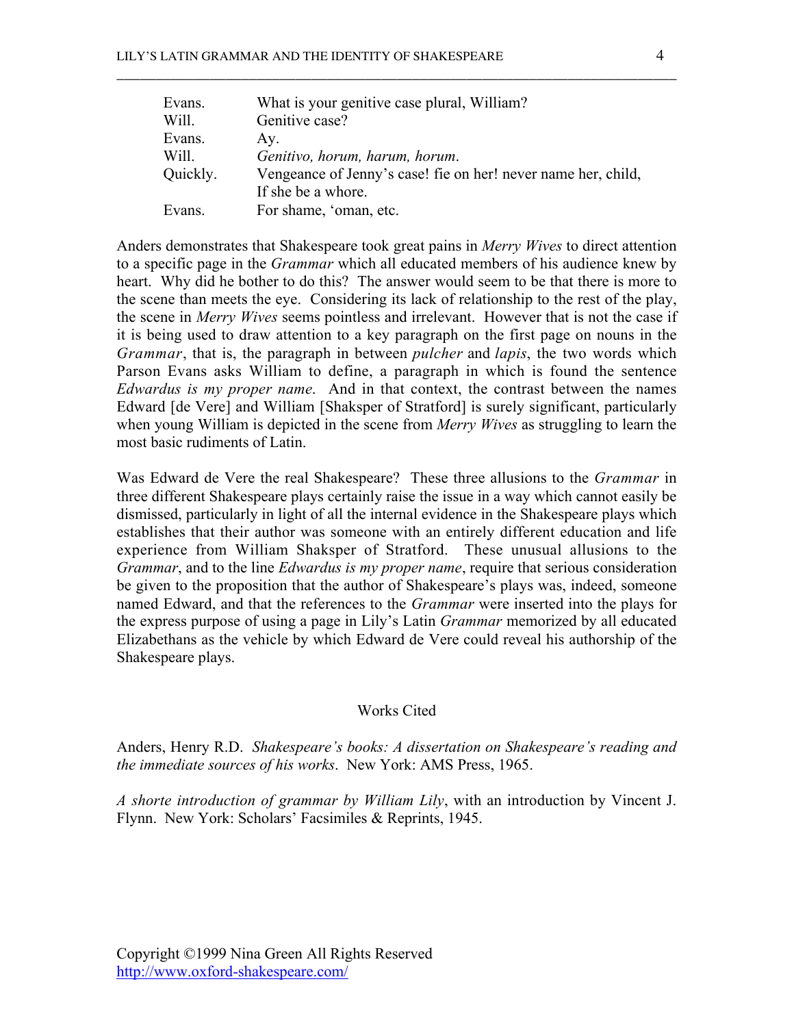| | |
|---|---|
| Evans. | What is your genitive case plural, William? |
| Will. | Genitive case? |
| Evans. | Ay. |
| Will. | *Genitivo, horum, harum, horum*. |
| Quickly. | Vengeance of Jenny's case! fie on her! never name her, child, If she be a whore. |
| Evans. | For shame, 'oman, etc. |

Anders demonstrates that Shakespeare took great pains in *Merry Wives* to direct attention to a specific page in the *Grammar* which all educated members of his audience knew by heart. Why did he bother to do this? The answer would seem to be that there is more to the scene than meets the eye. Considering its lack of relationship to the rest of the play, the scene in *Merry Wives* seems pointless and irrelevant. However that is not the case if it is being used to draw attention to a key paragraph on the first page on nouns in the *Grammar*, that is, the paragraph in between *pulcher* and *lapis*, the two words which Parson Evans asks William to define, a paragraph in which is found the sentence *Edwardus is my proper name*. And in that context, the contrast between the names Edward [de Vere] and William [Shaksper of Stratford] is surely significant, particularly when young William is depicted in the scene from *Merry Wives* as struggling to learn the most basic rudiments of Latin.

Was Edward de Vere the real Shakespeare? These three allusions to the *Grammar* in three different Shakespeare plays certainly raise the issue in a way which cannot easily be dismissed, particularly in light of all the internal evidence in the Shakespeare plays which establishes that their author was someone with an entirely different education and life experience from William Shaksper of Stratford. These unusual allusions to the *Grammar*, and to the line *Edwardus is my proper name*, require that serious consideration be given to the proposition that the author of Shakespeare's plays was, indeed, someone named Edward, and that the references to the *Grammar* were inserted into the plays for the express purpose of using a page in Lily's Latin *Grammar* memorized by all educated Elizabethans as the vehicle by which Edward de Vere could reveal his authorship of the Shakespeare plays.

## Works Cited

Anders, Henry R.D. *Shakespeare's books: A dissertation on Shakespeare's reading and the immediate sources of his works*. New York: AMS Press, 1965.

*A shorte introduction of grammar by William Lily*, with an introduction by Vincent J. Flynn. New York: Scholars' Facsimiles & Reprints, 1945.

Copyright ©1999 Nina Green All Rights Reserved
http://www.oxford-shakespeare.com/